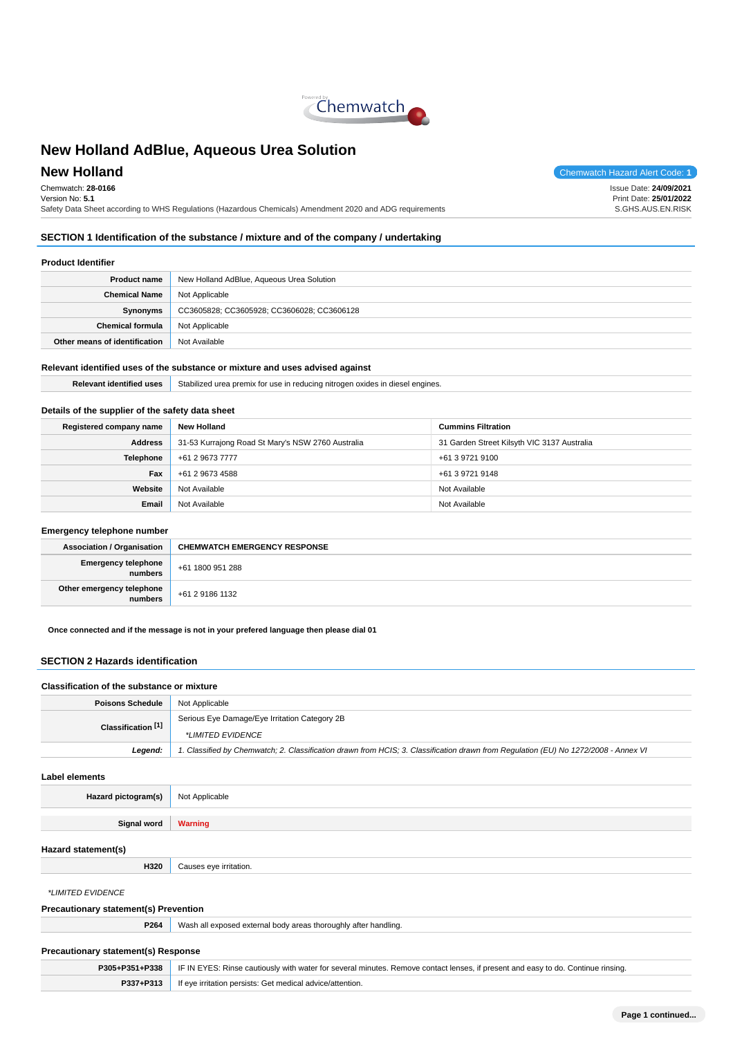# New Holland AdBlue, Aqueous Urea Solution

## New Holland

Chemwatch Hazard Alert Code: **1**

Chemwatch: **28-0166**
Version No: **5.1**
Safety Data Sheet according to WHS Regulations (Hazardous Chemicals) Amendment 2020 and ADG requirements

Issue Date: **24/09/2021**
Print Date: **25/01/2022**
S.GHS.AUS.EN.RISK

## SECTION 1 Identification of the substance / mixture and of the company / undertaking

### Product Identifier

| | |
|---|---|
| **Product name** | New Holland AdBlue, Aqueous Urea Solution |
| **Chemical Name** | Not Applicable |
| **Synonyms** | CC3605828; CC3605928; CC3606028; CC3606128 |
| **Chemical formula** | Not Applicable |
| **Other means of identification** | Not Available |

### Relevant identified uses of the substance or mixture and uses advised against

| | |
|---|---|
| **Relevant identified uses** | Stabilized urea premix for use in reducing nitrogen oxides in diesel engines. |

### Details of the supplier of the safety data sheet

| | | |
|---|---|---|
| **Registered company name** | **New Holland** | **Cummins Filtration** |
| **Address** | 31-53 Kurrajong Road St Mary's NSW 2760 Australia | 31 Garden Street Kilsyth VIC 3137 Australia |
| **Telephone** | +61 2 9673 7777 | +61 3 9721 9100 |
| **Fax** | +61 2 9673 4588 | +61 3 9721 9148 |
| **Website** | Not Available | Not Available |
| **Email** | Not Available | Not Available |

### Emergency telephone number

| | |
|---|---|
| **Association / Organisation** | **CHEMWATCH EMERGENCY RESPONSE** |
| **Emergency telephone numbers** | +61 1800 951 288 |
| **Other emergency telephone numbers** | +61 2 9186 1132 |

**Once connected and if the message is not in your prefered language then please dial 01**

## SECTION 2 Hazards identification

### Classification of the substance or mixture

| | |
|---|---|
| **Poisons Schedule** | Not Applicable |
| **Classification [1]** | Serious Eye Damage/Eye Irritation Category 2B<br>*LIMITED EVIDENCE* |
| ***Legend:*** | *1. Classified by Chemwatch; 2. Classification drawn from HCIS; 3. Classification drawn from Regulation (EU) No 1272/2008 - Annex VI* |

### Label elements

| | |
|---|---|
| **Hazard pictogram(s)** | Not Applicable |
| **Signal word** | **Warning** |

### Hazard statement(s)

| | |
|---|---|
| **H320** | Causes eye irritation. |

*LIMITED EVIDENCE*

### Precautionary statement(s) Prevention

| | |
|---|---|
| **P264** | Wash all exposed external body areas thoroughly after handling. |

### Precautionary statement(s) Response

| | |
|---|---|
| **P305+P351+P338** | IF IN EYES: Rinse cautiously with water for several minutes. Remove contact lenses, if present and easy to do. Continue rinsing. |
| **P337+P313** | If eye irritation persists: Get medical advice/attention. |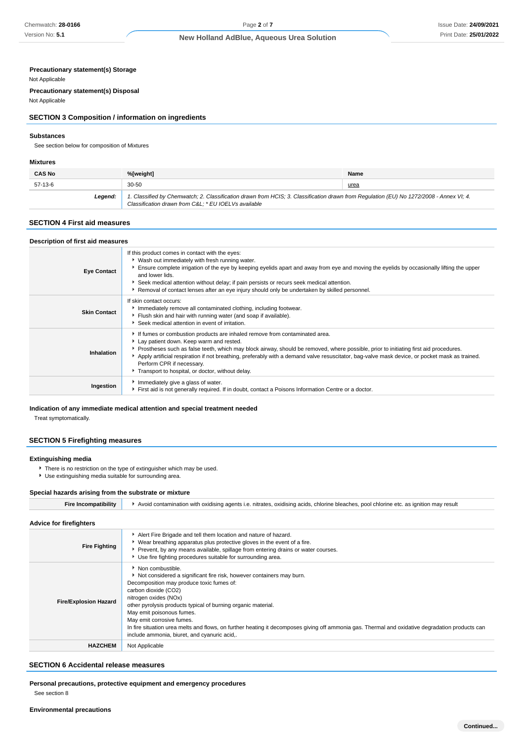**Precautionary statement(s) Storage**

Not Applicable

**Precautionary statement(s) Disposal**

Not Applicable

## SECTION 3 Composition / information on ingredients

### Substances

See section below for composition of Mixtures

### Mixtures

| CAS No | %[weight] | Name |
|---|---|---|
| 57-13-6 | 30-50 | urea |
| ***Legend:*** | *1. Classified by Chemwatch; 2. Classification drawn from HCIS; 3. Classification drawn from Regulation (EU) No 1272/2008 - Annex VI; 4. Classification drawn from C&L; * EU IOELVs available* | |

## SECTION 4 First aid measures

### Description of first aid measures

| | |
|---|---|
| **Eye Contact** | If this product comes in contact with the eyes:<br>▸ Wash out immediately with fresh running water.<br>▸ Ensure complete irrigation of the eye by keeping eyelids apart and away from eye and moving the eyelids by occasionally lifting the upper and lower lids.<br>▸ Seek medical attention without delay; if pain persists or recurs seek medical attention.<br>▸ Removal of contact lenses after an eye injury should only be undertaken by skilled personnel. |
| **Skin Contact** | If skin contact occurs:<br>▸ Immediately remove all contaminated clothing, including footwear.<br>▸ Flush skin and hair with running water (and soap if available).<br>▸ Seek medical attention in event of irritation. |
| **Inhalation** | ▸ If fumes or combustion products are inhaled remove from contaminated area.<br>▸ Lay patient down. Keep warm and rested.<br>▸ Prostheses such as false teeth, which may block airway, should be removed, where possible, prior to initiating first aid procedures.<br>▸ Apply artificial respiration if not breathing, preferably with a demand valve resuscitator, bag-valve mask device, or pocket mask as trained. Perform CPR if necessary.<br>▸ Transport to hospital, or doctor, without delay. |
| **Ingestion** | ▸ Immediately give a glass of water.<br>▸ First aid is not generally required. If in doubt, contact a Poisons Information Centre or a doctor. |

### Indication of any immediate medical attention and special treatment needed

Treat symptomatically.

## SECTION 5 Firefighting measures

### Extinguishing media

- There is no restriction on the type of extinguisher which may be used.
- Use extinguishing media suitable for surrounding area.

### Special hazards arising from the substrate or mixture

| | |
|---|---|
| **Fire Incompatibility** | ▸ Avoid contamination with oxidising agents i.e. nitrates, oxidising acids, chlorine bleaches, pool chlorine etc. as ignition may result |

### Advice for firefighters

| | |
|---|---|
| **Fire Fighting** | ▸ Alert Fire Brigade and tell them location and nature of hazard.<br>▸ Wear breathing apparatus plus protective gloves in the event of a fire.<br>▸ Prevent, by any means available, spillage from entering drains or water courses.<br>▸ Use fire fighting procedures suitable for surrounding area. |
| **Fire/Explosion Hazard** | ▸ Non combustible.<br>▸ Not considered a significant fire risk, however containers may burn.<br>Decomposition may produce toxic fumes of:<br>carbon dioxide ($CO_2$)<br>nitrogen oxides ($NO_x$)<br>other pyrolysis products typical of burning organic material.<br>May emit poisonous fumes.<br>May emit corrosive fumes.<br>In fire situation urea melts and flows, on further heating it decomposes giving off ammonia gas. Thermal and oxidative degradation products can include ammonia, biuret, and cyanuric acid,. |
| **HAZCHEM** | Not Applicable |

## SECTION 6 Accidental release measures

### Personal precautions, protective equipment and emergency procedures

See section 8

### Environmental precautions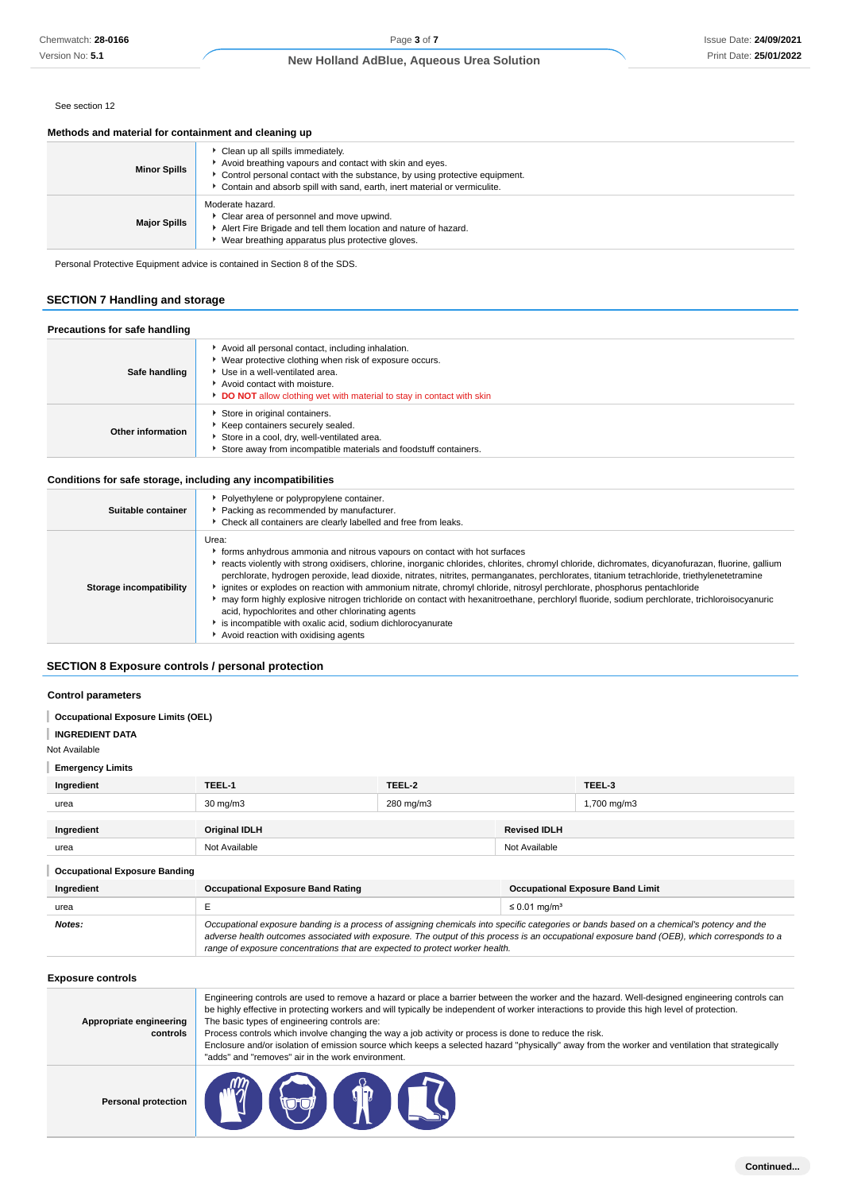See section 12

### Methods and material for containment and cleaning up

| | |
|---|---|
| **Minor Spills** | Clean up all spills immediately.<br>Avoid breathing vapours and contact with skin and eyes.<br>Control personal contact with the substance, by using protective equipment.<br>Contain and absorb spill with sand, earth, inert material or vermiculite. |
| **Major Spills** | Moderate hazard.<br>Clear area of personnel and move upwind.<br>Alert Fire Brigade and tell them location and nature of hazard.<br>Wear breathing apparatus plus protective gloves. |

Personal Protective Equipment advice is contained in Section 8 of the SDS.

## SECTION 7 Handling and storage

### Precautions for safe handling

| | |
|---|---|
| **Safe handling** | Avoid all personal contact, including inhalation.<br>Wear protective clothing when risk of exposure occurs.<br>Use in a well-ventilated area.<br>Avoid contact with moisture.<br>**DO NOT** allow clothing wet with material to stay in contact with skin |
| **Other information** | Store in original containers.<br>Keep containers securely sealed.<br>Store in a cool, dry, well-ventilated area.<br>Store away from incompatible materials and foodstuff containers. |

### Conditions for safe storage, including any incompatibilities

| | |
|---|---|
| **Suitable container** | Polyethylene or polypropylene container.<br>Packing as recommended by manufacturer.<br>Check all containers are clearly labelled and free from leaks. |
| **Storage incompatibility** | Urea:<br>forms anhydrous ammonia and nitrous vapours on contact with hot surfaces<br>reacts violently with strong oxidisers, chlorine, inorganic chlorides, chlorites, chromyl chloride, dichromates, dicyanofurazan, fluorine, gallium perchlorate, hydrogen peroxide, lead dioxide, nitrates, nitrites, permanganates, perchlorates, titanium tetrachloride, triethylenetetramine<br>ignites or explodes on reaction with ammonium nitrate, chromyl chloride, nitrosyl perchlorate, phosphorus pentachloride<br>may form highly explosive nitrogen trichloride on contact with hexanitroethane, perchloryl fluoride, sodium perchlorate, trichloroisocyanuric acid, hypochlorites and other chlorinating agents<br>is incompatible with oxalic acid, sodium dichlorocyanurate<br>Avoid reaction with oxidising agents |

## SECTION 8 Exposure controls / personal protection

### Control parameters

**Occupational Exposure Limits (OEL)**

**INGREDIENT DATA**

Not Available

**Emergency Limits**

| Ingredient | TEEL-1 | TEEL-2 | TEEL-3 |
|---|---|---|---|
| urea | 30 mg/m3 | 280 mg/m3 | 1,700 mg/m3 |

| Ingredient | Original IDLH | Revised IDLH |
|---|---|---|
| urea | Not Available | Not Available |

**Occupational Exposure Banding**

| Ingredient | Occupational Exposure Band Rating | Occupational Exposure Band Limit |
|---|---|---|
| urea | E | ≤ 0.01 mg/m³ |
| ***Notes:*** | *Occupational exposure banding is a process of assigning chemicals into specific categories or bands based on a chemical's potency and the adverse health outcomes associated with exposure. The output of this process is an occupational exposure band (OEB), which corresponds to a range of exposure concentrations that are expected to protect worker health.* | |

### Exposure controls

| | |
|---|---|
| **Appropriate engineering controls** | Engineering controls are used to remove a hazard or place a barrier between the worker and the hazard. Well-designed engineering controls can be highly effective in protecting workers and will typically be independent of worker interactions to provide this high level of protection.<br>The basic types of engineering controls are:<br>Process controls which involve changing the way a job activity or process is done to reduce the risk.<br>Enclosure and/or isolation of emission source which keeps a selected hazard "physically" away from the worker and ventilation that strategically "adds" and "removes" air in the work environment. |
| **Personal protection** | |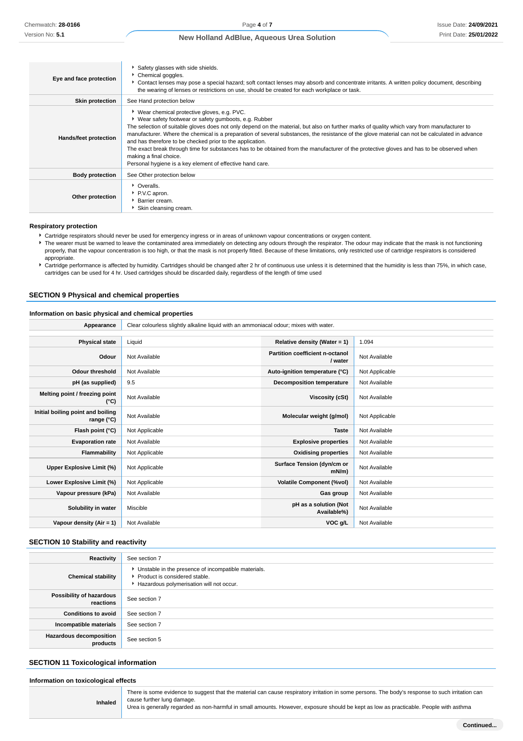| | |
|---|---|
| **Eye and face protection** | ▸ Safety glasses with side shields.<br>▸ Chemical goggles.<br>▸ Contact lenses may pose a special hazard; soft contact lenses may absorb and concentrate irritants. A written policy document, describing the wearing of lenses or restrictions on use, should be created for each workplace or task. |
| **Skin protection** | See Hand protection below |
| **Hands/feet protection** | ▸ Wear chemical protective gloves, e.g. PVC.<br>▸ Wear safety footwear or safety gumboots, e.g. Rubber<br>The selection of suitable gloves does not only depend on the material, but also on further marks of quality which vary from manufacturer to manufacturer. Where the chemical is a preparation of several substances, the resistance of the glove material can not be calculated in advance and has therefore to be checked prior to the application.<br>The exact break through time for substances has to be obtained from the manufacturer of the protective gloves and has to be observed when making a final choice.<br>Personal hygiene is a key element of effective hand care. |
| **Body protection** | See Other protection below |
| **Other protection** | ▸ Overalls.<br>▸ P.V.C apron.<br>▸ Barrier cream.<br>▸ Skin cleansing cream. |

### Respiratory protection

- Cartridge respirators should never be used for emergency ingress or in areas of unknown vapour concentrations or oxygen content.
- The wearer must be warned to leave the contaminated area immediately on detecting any odours through the respirator. The odour may indicate that the mask is not functioning properly, that the vapour concentration is too high, or that the mask is not properly fitted. Because of these limitations, only restricted use of cartridge respirators is considered appropriate.
- Cartridge performance is affected by humidity. Cartridges should be changed after 2 hr of continuous use unless it is determined that the humidity is less than 75%, in which case, cartridges can be used for 4 hr. Used cartridges should be discarded daily, regardless of the length of time used

## SECTION 9 Physical and chemical properties

### Information on basic physical and chemical properties

| | | | |
|---|---|---|---|
| **Appearance** | Clear colourless slightly alkaline liquid with an ammoniacal odour; mixes with water. | | |
| **Physical state** | Liquid | **Relative density (Water = 1)** | 1.094 |
| **Odour** | Not Available | **Partition coefficient n-octanol / water** | Not Available |
| **Odour threshold** | Not Available | **Auto-ignition temperature (°C)** | Not Applicable |
| **pH (as supplied)** | 9.5 | **Decomposition temperature** | Not Available |
| **Melting point / freezing point (°C)** | Not Available | **Viscosity (cSt)** | Not Available |
| **Initial boiling point and boiling range (°C)** | Not Available | **Molecular weight (g/mol)** | Not Applicable |
| **Flash point (°C)** | Not Applicable | **Taste** | Not Available |
| **Evaporation rate** | Not Available | **Explosive properties** | Not Available |
| **Flammability** | Not Applicable | **Oxidising properties** | Not Available |
| **Upper Explosive Limit (%)** | Not Applicable | **Surface Tension (dyn/cm or mN/m)** | Not Available |
| **Lower Explosive Limit (%)** | Not Applicable | **Volatile Component (%vol)** | Not Available |
| **Vapour pressure (kPa)** | Not Available | **Gas group** | Not Available |
| **Solubility in water** | Miscible | **pH as a solution (Not Available%)** | Not Available |
| **Vapour density (Air = 1)** | Not Available | **VOC g/L** | Not Available |

## SECTION 10 Stability and reactivity

| | |
|---|---|
| **Reactivity** | See section 7 |
| **Chemical stability** | ▸ Unstable in the presence of incompatible materials.<br>▸ Product is considered stable.<br>▸ Hazardous polymerisation will not occur. |
| **Possibility of hazardous reactions** | See section 7 |
| **Conditions to avoid** | See section 7 |
| **Incompatible materials** | See section 7 |
| **Hazardous decomposition products** | See section 5 |

## SECTION 11 Toxicological information

### Information on toxicological effects

| | |
|---|---|
| **Inhaled** | There is some evidence to suggest that the material can cause respiratory irritation in some persons. The body's response to such irritation can cause further lung damage.<br>Urea is generally regarded as non-harmful in small amounts. However, exposure should be kept as low as practicable. People with asthma |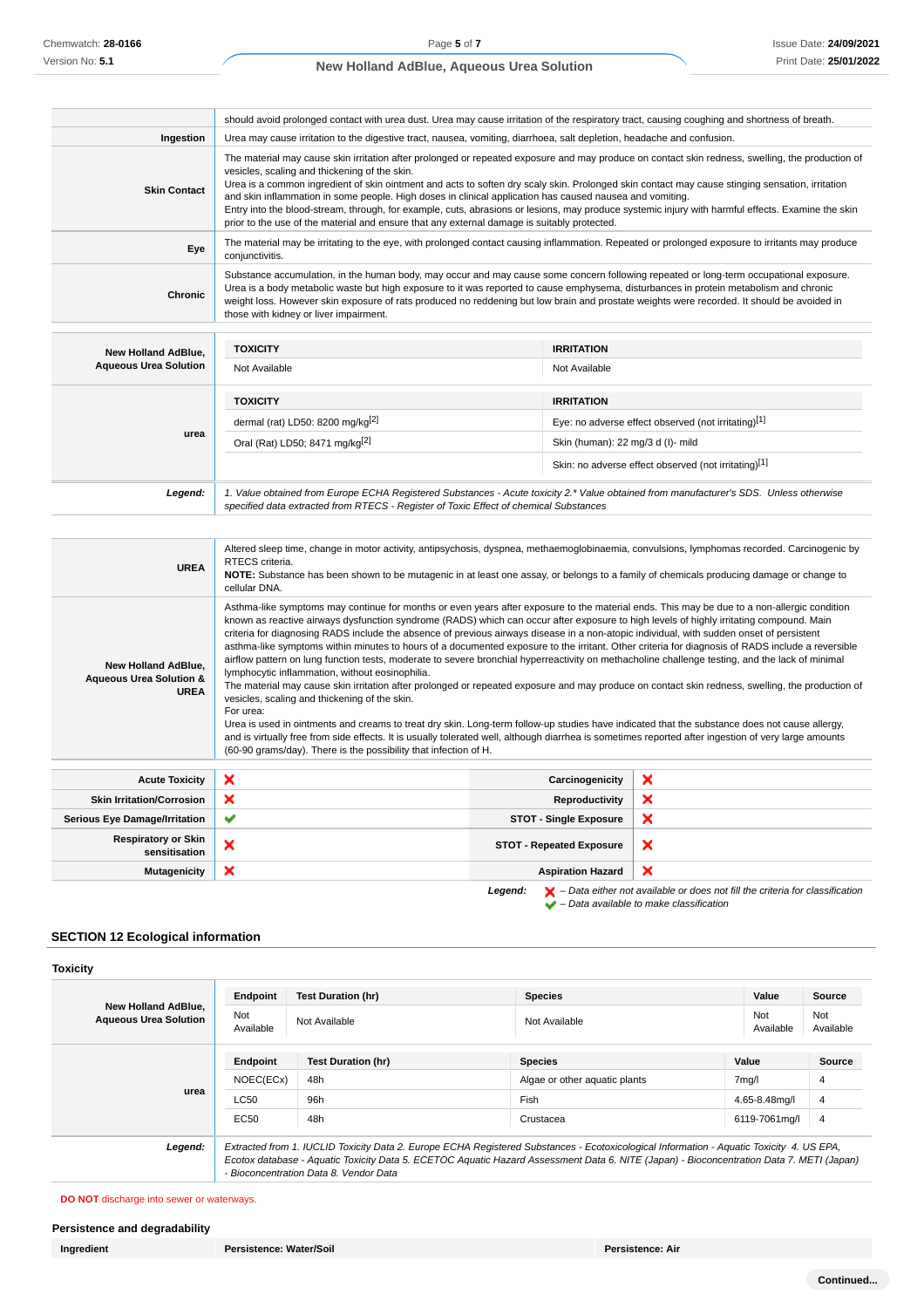| | |
|---|---|
| | should avoid prolonged contact with urea dust. Urea may cause irritation of the respiratory tract, causing coughing and shortness of breath. |
| **Ingestion** | Urea may cause irritation to the digestive tract, nausea, vomiting, diarrhoea, salt depletion, headache and confusion. |
| **Skin Contact** | The material may cause skin irritation after prolonged or repeated exposure and may produce on contact skin redness, swelling, the production of vesicles, scaling and thickening of the skin.<br>Urea is a common ingredient of skin ointment and acts to soften dry scaly skin. Prolonged skin contact may cause stinging sensation, irritation and skin inflammation in some people. High doses in clinical application has caused nausea and vomiting.<br>Entry into the blood-stream, through, for example, cuts, abrasions or lesions, may produce systemic injury with harmful effects. Examine the skin prior to the use of the material and ensure that any external damage is suitably protected. |
| **Eye** | The material may be irritating to the eye, with prolonged contact causing inflammation. Repeated or prolonged exposure to irritants may produce conjunctivitis. |
| **Chronic** | Substance accumulation, in the human body, may occur and may cause some concern following repeated or long-term occupational exposure.<br>Urea is a body metabolic waste but high exposure to it was reported to cause emphysema, disturbances in protein metabolism and chronic weight loss. However skin exposure of rats produced no reddening but low brain and prostate weights were recorded. It should be avoided in those with kidney or liver impairment. |

| | TOXICITY | IRRITATION |
|---|---|---|
| **New Holland AdBlue, Aqueous Urea Solution** | Not Available | Not Available |
| **urea** | **TOXICITY** | **IRRITATION** |
| | dermal (rat) LD50: 8200 mg/kg[2] | Eye: no adverse effect observed (not irritating)[1] |
| | Oral (Rat) LD50; 8471 mg/kg[2] | Skin (human): 22 mg/3 d (I)- mild |
| | | Skin: no adverse effect observed (not irritating)[1] |
| ***Legend:*** | *1. Value obtained from Europe ECHA Registered Substances - Acute toxicity 2.\* Value obtained from manufacturer's SDS. Unless otherwise specified data extracted from RTECS - Register of Toxic Effect of chemical Substances* | |

| | |
|---|---|
| **UREA** | Altered sleep time, change in motor activity, antipsychosis, dyspnea, methaemoglobinaemia, convulsions, lymphomas recorded. Carcinogenic by RTECS criteria.<br>**NOTE:** Substance has been shown to be mutagenic in at least one assay, or belongs to a family of chemicals producing damage or change to cellular DNA. |
| **New Holland AdBlue, Aqueous Urea Solution & UREA** | Asthma-like symptoms may continue for months or even years after exposure to the material ends. This may be due to a non-allergic condition known as reactive airways dysfunction syndrome (RADS) which can occur after exposure to high levels of highly irritating compound. Main criteria for diagnosing RADS include the absence of previous airways disease in a non-atopic individual, with sudden onset of persistent asthma-like symptoms within minutes to hours of a documented exposure to the irritant. Other criteria for diagnosis of RADS include a reversible airflow pattern on lung function tests, moderate to severe bronchial hyperreactivity on methacholine challenge testing, and the lack of minimal lymphocytic inflammation, without eosinophilia.<br>The material may cause skin irritation after prolonged or repeated exposure and may produce on contact skin redness, swelling, the production of vesicles, scaling and thickening of the skin.<br>For urea:<br>Urea is used in ointments and creams to treat dry skin. Long-term follow-up studies have indicated that the substance does not cause allergy, and is virtually free from side effects. It is usually tolerated well, although diarrhea is sometimes reported after ingestion of very large amounts (60-90 grams/day). There is the possibility that infection of H. |

| | | | |
|---|---|---|---|
| **Acute Toxicity** | ✘ | **Carcinogenicity** | ✘ |
| **Skin Irritation/Corrosion** | ✘ | **Reproductivity** | ✘ |
| **Serious Eye Damage/Irritation** | ✔ | **STOT - Single Exposure** | ✘ |
| **Respiratory or Skin sensitisation** | ✘ | **STOT - Repeated Exposure** | ✘ |
| **Mutagenicity** | ✘ | **Aspiration Hazard** | ✘ |

***Legend:*** ✘ *– Data either not available or does not fill the criteria for classification*
✔ *– Data available to make classification*

## SECTION 12 Ecological information

### Toxicity

| | Endpoint | Test Duration (hr) | Species | Value | Source |
|---|---|---|---|---|---|
| **New Holland AdBlue, Aqueous Urea Solution** | Not Available | Not Available | Not Available | Not Available | Not Available |
| **urea** | **Endpoint** | **Test Duration (hr)** | **Species** | **Value** | **Source** |
| | NOEC(ECx) | 48h | Algae or other aquatic plants | 7mg/l | 4 |
| | LC50 | 96h | Fish | 4.65-8.48mg/l | 4 |
| | EC50 | 48h | Crustacea | 6119-7061mg/l | 4 |
| ***Legend:*** | *Extracted from 1. IUCLID Toxicity Data 2. Europe ECHA Registered Substances - Ecotoxicological Information - Aquatic Toxicity 4. US EPA, Ecotox database - Aquatic Toxicity Data 5. ECETOC Aquatic Hazard Assessment Data 6. NITE (Japan) - Bioconcentration Data 7. METI (Japan) - Bioconcentration Data 8. Vendor Data* | | | | |

**DO NOT** discharge into sewer or waterways.

### Persistence and degradability

| Ingredient | Persistence: Water/Soil | Persistence: Air |
|---|---|---|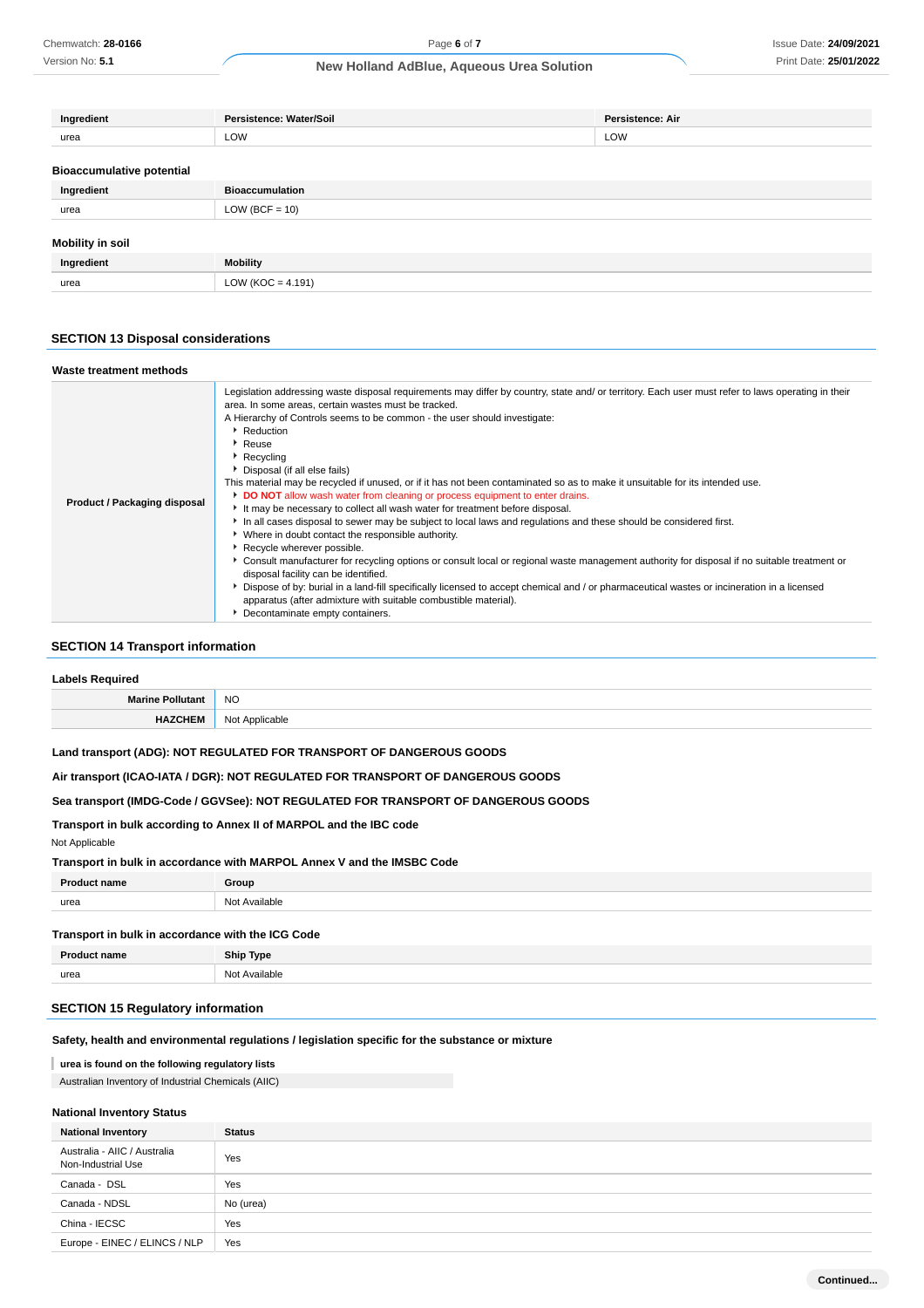| Ingredient | Persistence: Water/Soil | Persistence: Air |
| --- | --- | --- |
| urea | LOW | LOW |

### Bioaccumulative potential

| Ingredient | Bioaccumulation |
| --- | --- |
| urea | LOW (BCF = 10) |

### Mobility in soil

| Ingredient | Mobility |
| --- | --- |
| urea | LOW (KOC = 4.191) |

## SECTION 13 Disposal considerations

### Waste treatment methods

| | |
| --- | --- |
| **Product / Packaging disposal** | Legislation addressing waste disposal requirements may differ by country, state and/ or territory. Each user must refer to laws operating in their area. In some areas, certain wastes must be tracked.<br>A Hierarchy of Controls seems to be common - the user should investigate:<br>- Reduction<br>- Reuse<br>- Recycling<br>- Disposal (if all else fails)<br>This material may be recycled if unused, or if it has not been contaminated so as to make it unsuitable for its intended use.<br>- **DO NOT** allow wash water from cleaning or process equipment to enter drains.<br>- It may be necessary to collect all wash water for treatment before disposal.<br>- In all cases disposal to sewer may be subject to local laws and regulations and these should be considered first.<br>- Where in doubt contact the responsible authority.<br>- Recycle wherever possible.<br>- Consult manufacturer for recycling options or consult local or regional waste management authority for disposal if no suitable treatment or disposal facility can be identified.<br>- Dispose of by: burial in a land-fill specifically licensed to accept chemical and / or pharmaceutical wastes or incineration in a licensed apparatus (after admixture with suitable combustible material).<br>- Decontaminate empty containers. |

## SECTION 14 Transport information

### Labels Required

| | |
| --- | --- |
| **Marine Pollutant** | NO |
| **HAZCHEM** | Not Applicable |

**Land transport (ADG): NOT REGULATED FOR TRANSPORT OF DANGEROUS GOODS**

**Air transport (ICAO-IATA / DGR): NOT REGULATED FOR TRANSPORT OF DANGEROUS GOODS**

**Sea transport (IMDG-Code / GGVSee): NOT REGULATED FOR TRANSPORT OF DANGEROUS GOODS**

**Transport in bulk according to Annex II of MARPOL and the IBC code**

Not Applicable

**Transport in bulk in accordance with MARPOL Annex V and the IMSBC Code**

| Product name | Group |
| --- | --- |
| urea | Not Available |

**Transport in bulk in accordance with the ICG Code**

| Product name | Ship Type |
| --- | --- |
| urea | Not Available |

## SECTION 15 Regulatory information

**Safety, health and environmental regulations / legislation specific for the substance or mixture**

**urea is found on the following regulatory lists**

Australian Inventory of Industrial Chemicals (AIIC)

### National Inventory Status

| National Inventory | Status |
| --- | --- |
| Australia - AIIC / Australia Non-Industrial Use | Yes |
| Canada - DSL | Yes |
| Canada - NDSL | No (urea) |
| China - IECSC | Yes |
| Europe - EINEC / ELINCS / NLP | Yes |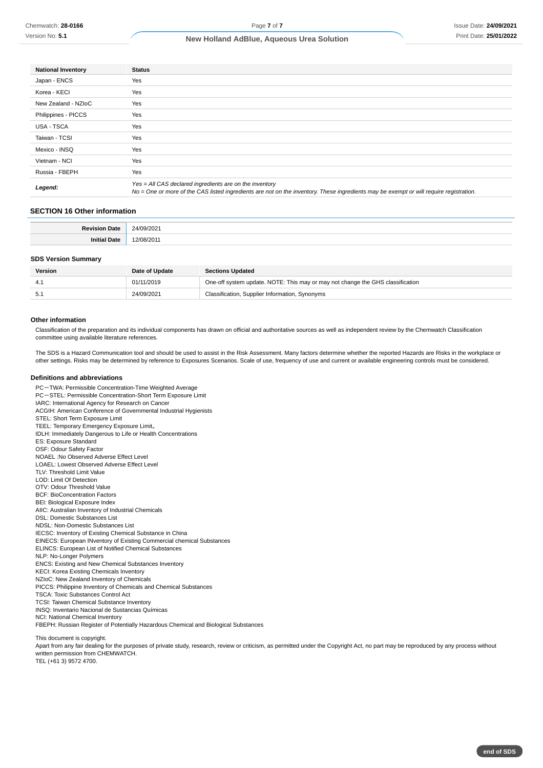| National Inventory | Status |
|---|---|
| Japan - ENCS | Yes |
| Korea - KECI | Yes |
| New Zealand - NZIoC | Yes |
| Philippines - PICCS | Yes |
| USA - TSCA | Yes |
| Taiwan - TCSI | Yes |
| Mexico - INSQ | Yes |
| Vietnam - NCI | Yes |
| Russia - FBEPH | Yes |
| ***Legend:*** | *Yes = All CAS declared ingredients are on the inventory*<br>*No = One or more of the CAS listed ingredients are not on the inventory. These ingredients may be exempt or will require registration.* |

## SECTION 16 Other information

| | |
|---|---|
| **Revision Date** | 24/09/2021 |
| **Initial Date** | 12/08/2011 |

### SDS Version Summary

| Version | Date of Update | Sections Updated |
|---|---|---|
| 4.1 | 01/11/2019 | One-off system update. NOTE: This may or may not change the GHS classification |
| 5.1 | 24/09/2021 | Classification, Supplier Information, Synonyms |

### Other information

Classification of the preparation and its individual components has drawn on official and authoritative sources as well as independent review by the Chemwatch Classification committee using available literature references.

The SDS is a Hazard Communication tool and should be used to assist in the Risk Assessment. Many factors determine whether the reported Hazards are Risks in the workplace or other settings. Risks may be determined by reference to Exposures Scenarios. Scale of use, frequency of use and current or available engineering controls must be considered.

### Definitions and abbreviations

PC－TWA: Permissible Concentration-Time Weighted Average
PC－STEL: Permissible Concentration-Short Term Exposure Limit
IARC: International Agency for Research on Cancer
ACGIH: American Conference of Governmental Industrial Hygienists
STEL: Short Term Exposure Limit
TEEL: Temporary Emergency Exposure Limit。
IDLH: Immediately Dangerous to Life or Health Concentrations
ES: Exposure Standard
OSF: Odour Safety Factor
NOAEL :No Observed Adverse Effect Level
LOAEL: Lowest Observed Adverse Effect Level
TLV: Threshold Limit Value
LOD: Limit Of Detection
OTV: Odour Threshold Value
BCF: BioConcentration Factors
BEI: Biological Exposure Index
AIIC: Australian Inventory of Industrial Chemicals
DSL: Domestic Substances List
NDSL: Non-Domestic Substances List
IECSC: Inventory of Existing Chemical Substance in China
EINECS: European INventory of Existing Commercial chemical Substances
ELINCS: European List of Notified Chemical Substances
NLP: No-Longer Polymers
ENCS: Existing and New Chemical Substances Inventory
KECI: Korea Existing Chemicals Inventory
NZIoC: New Zealand Inventory of Chemicals
PICCS: Philippine Inventory of Chemicals and Chemical Substances
TSCA: Toxic Substances Control Act
TCSI: Taiwan Chemical Substance Inventory
INSQ: Inventario Nacional de Sustancias Químicas
NCI: National Chemical Inventory
FBEPH: Russian Register of Potentially Hazardous Chemical and Biological Substances

This document is copyright.
Apart from any fair dealing for the purposes of private study, research, review or criticism, as permitted under the Copyright Act, no part may be reproduced by any process without written permission from CHEMWATCH.
TEL (+61 3) 9572 4700.

**end of SDS**